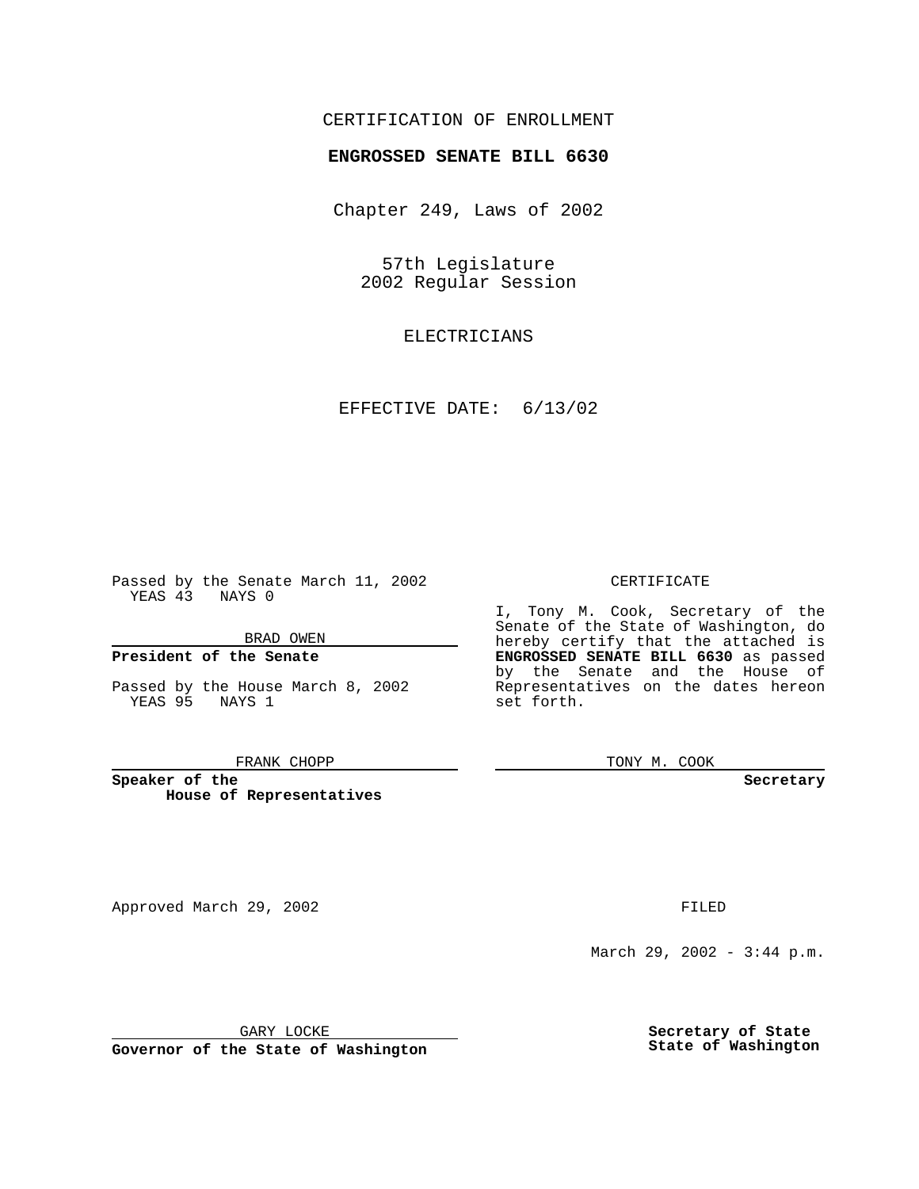CERTIFICATION OF ENROLLMENT

**ENGROSSED SENATE BILL 6630**

Chapter 249, Laws of 2002

57th Legislature
2002 Regular Session

ELECTRICIANS

EFFECTIVE DATE: 6/13/02

Passed by the Senate March 11, 2002
YEAS 43 NAYS 0

BRAD OWEN

**President of the Senate**

Passed by the House March 8, 2002
YEAS 95 NAYS 1

FRANK CHOPP

**Speaker of the House of Representatives**

CERTIFICATE

I, Tony M. Cook, Secretary of the Senate of the State of Washington, do hereby certify that the attached is **ENGROSSED SENATE BILL 6630** as passed by the Senate and the House of Representatives on the dates hereon set forth.

TONY M. COOK

**Secretary**

Approved March 29, 2002

GARY LOCKE

**Governor of the State of Washington**

FILED

March 29, 2002 - 3:44 p.m.

**Secretary of State**
**State of Washington**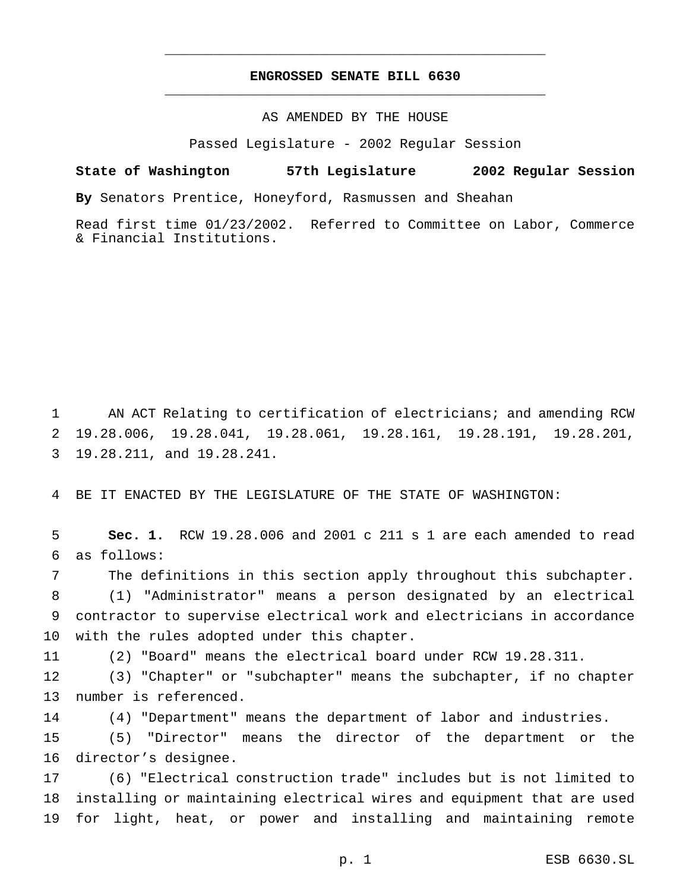# ENGROSSED SENATE BILL 6630

AS AMENDED BY THE HOUSE

Passed Legislature - 2002 Regular Session

**State of Washington 57th Legislature 2002 Regular Session**

**By** Senators Prentice, Honeyford, Rasmussen and Sheahan

Read first time 01/23/2002. Referred to Committee on Labor, Commerce & Financial Institutions.

AN ACT Relating to certification of electricians; and amending RCW 19.28.006, 19.28.041, 19.28.061, 19.28.161, 19.28.191, 19.28.201, 19.28.211, and 19.28.241.

BE IT ENACTED BY THE LEGISLATURE OF THE STATE OF WASHINGTON:

**Sec. 1.** RCW 19.28.006 and 2001 c 211 s 1 are each amended to read as follows:

The definitions in this section apply throughout this subchapter.

(1) "Administrator" means a person designated by an electrical contractor to supervise electrical work and electricians in accordance with the rules adopted under this chapter.

(2) "Board" means the electrical board under RCW 19.28.311.

(3) "Chapter" or "subchapter" means the subchapter, if no chapter number is referenced.

(4) "Department" means the department of labor and industries.

(5) "Director" means the director of the department or the director's designee.

(6) "Electrical construction trade" includes but is not limited to installing or maintaining electrical wires and equipment that are used for light, heat, or power and installing and maintaining remote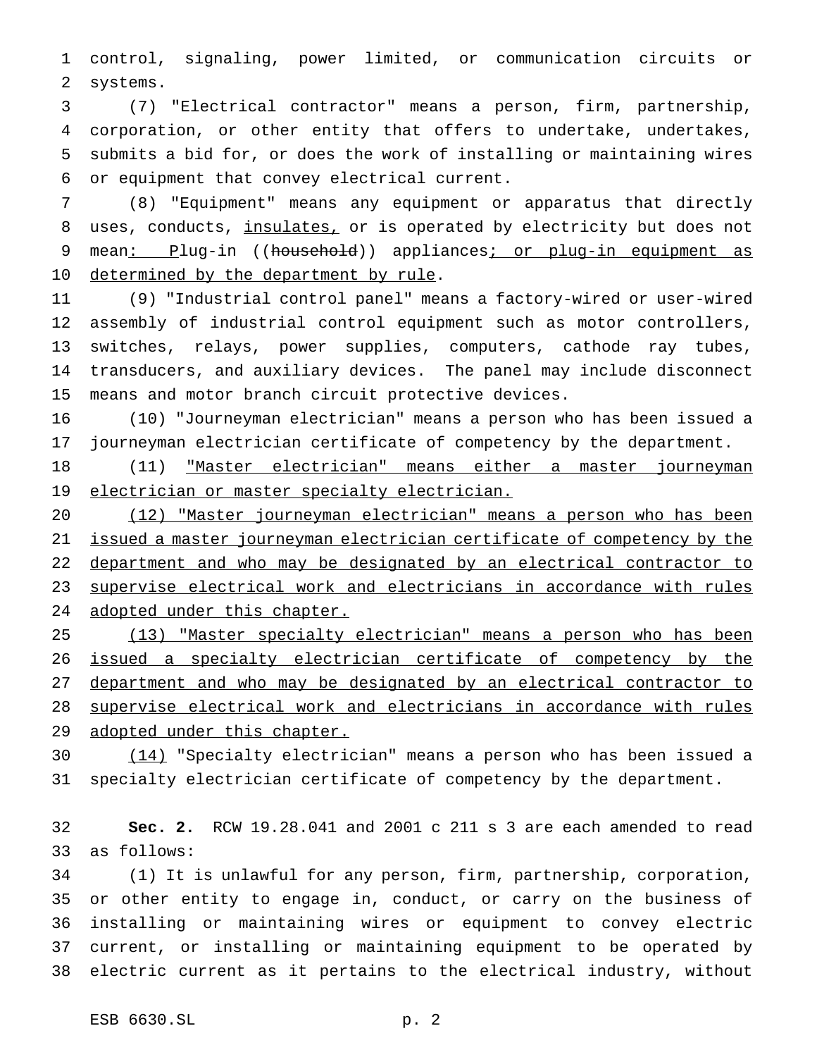control, signaling, power limited, or communication circuits or systems.

(7) "Electrical contractor" means a person, firm, partnership, corporation, or other entity that offers to undertake, undertakes, submits a bid for, or does the work of installing or maintaining wires or equipment that convey electrical current.

(8) "Equipment" means any equipment or apparatus that directly uses, conducts, insulates, or is operated by electricity but does not mean: Plug-in ((household)) appliances; or plug-in equipment as determined by the department by rule.

(9) "Industrial control panel" means a factory-wired or user-wired assembly of industrial control equipment such as motor controllers, switches, relays, power supplies, computers, cathode ray tubes, transducers, and auxiliary devices. The panel may include disconnect means and motor branch circuit protective devices.

(10) "Journeyman electrician" means a person who has been issued a journeyman electrician certificate of competency by the department.

(11) "Master electrician" means either a master journeyman electrician or master specialty electrician.

(12) "Master journeyman electrician" means a person who has been issued a master journeyman electrician certificate of competency by the department and who may be designated by an electrical contractor to supervise electrical work and electricians in accordance with rules adopted under this chapter.

(13) "Master specialty electrician" means a person who has been issued a specialty electrician certificate of competency by the department and who may be designated by an electrical contractor to supervise electrical work and electricians in accordance with rules adopted under this chapter.

(14) "Specialty electrician" means a person who has been issued a specialty electrician certificate of competency by the department.

**Sec. 2.** RCW 19.28.041 and 2001 c 211 s 3 are each amended to read as follows:

(1) It is unlawful for any person, firm, partnership, corporation, or other entity to engage in, conduct, or carry on the business of installing or maintaining wires or equipment to convey electric current, or installing or maintaining equipment to be operated by electric current as it pertains to the electrical industry, without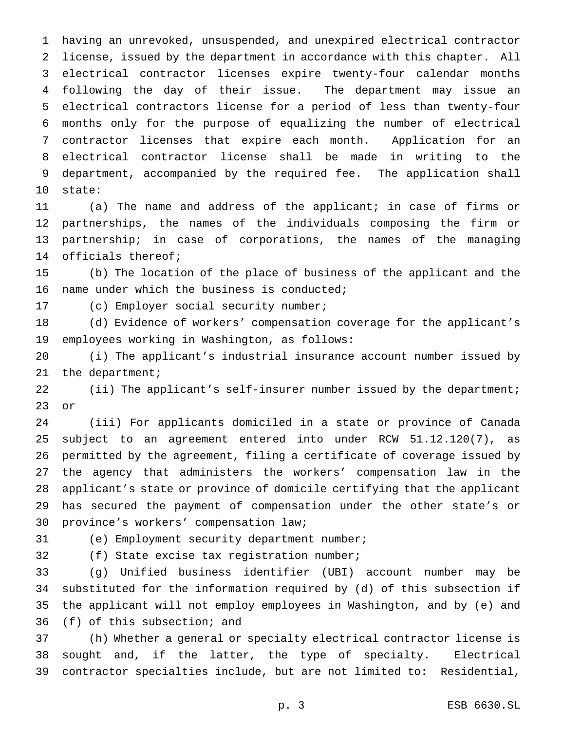having an unrevoked, unsuspended, and unexpired electrical contractor license, issued by the department in accordance with this chapter. All electrical contractor licenses expire twenty-four calendar months following the day of their issue. The department may issue an electrical contractors license for a period of less than twenty-four months only for the purpose of equalizing the number of electrical contractor licenses that expire each month. Application for an electrical contractor license shall be made in writing to the department, accompanied by the required fee. The application shall state:

(a) The name and address of the applicant; in case of firms or partnerships, the names of the individuals composing the firm or partnership; in case of corporations, the names of the managing officials thereof;

(b) The location of the place of business of the applicant and the name under which the business is conducted;

(c) Employer social security number;

(d) Evidence of workers' compensation coverage for the applicant's employees working in Washington, as follows:

(i) The applicant's industrial insurance account number issued by the department;

(ii) The applicant's self-insurer number issued by the department; or

(iii) For applicants domiciled in a state or province of Canada subject to an agreement entered into under RCW 51.12.120(7), as permitted by the agreement, filing a certificate of coverage issued by the agency that administers the workers' compensation law in the applicant's state or province of domicile certifying that the applicant has secured the payment of compensation under the other state's or province's workers' compensation law;

(e) Employment security department number;

(f) State excise tax registration number;

(g) Unified business identifier (UBI) account number may be substituted for the information required by (d) of this subsection if the applicant will not employ employees in Washington, and by (e) and (f) of this subsection; and

(h) Whether a general or specialty electrical contractor license is sought and, if the latter, the type of specialty. Electrical contractor specialties include, but are not limited to: Residential,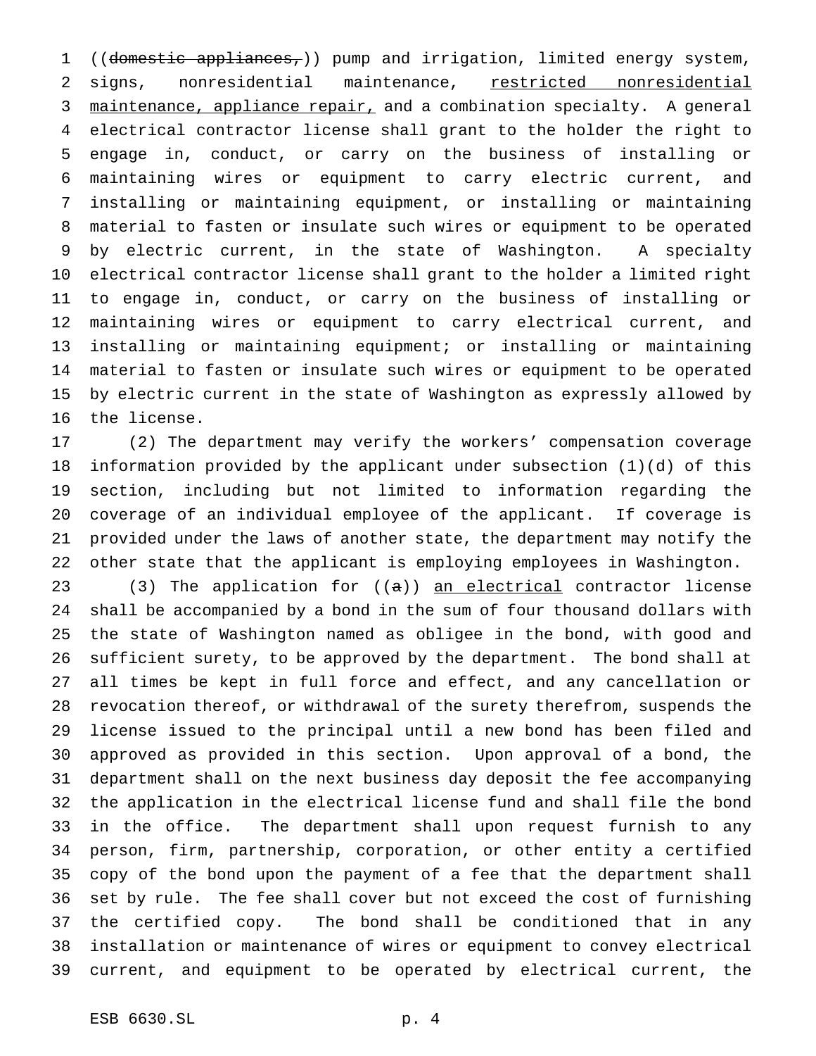((~~domestic appliances,~~)) pump and irrigation, limited energy system, signs, nonresidential maintenance, <u>restricted nonresidential maintenance, appliance repair,</u> and a combination specialty. A general electrical contractor license shall grant to the holder the right to engage in, conduct, or carry on the business of installing or maintaining wires or equipment to carry electric current, and installing or maintaining equipment, or installing or maintaining material to fasten or insulate such wires or equipment to be operated by electric current, in the state of Washington. A specialty electrical contractor license shall grant to the holder a limited right to engage in, conduct, or carry on the business of installing or maintaining wires or equipment to carry electrical current, and installing or maintaining equipment; or installing or maintaining material to fasten or insulate such wires or equipment to be operated by electric current in the state of Washington as expressly allowed by the license.

(2) The department may verify the workers' compensation coverage information provided by the applicant under subsection (1)(d) of this section, including but not limited to information regarding the coverage of an individual employee of the applicant. If coverage is provided under the laws of another state, the department may notify the other state that the applicant is employing employees in Washington.

(3) The application for ((~~a~~)) <u>an electrical</u> contractor license shall be accompanied by a bond in the sum of four thousand dollars with the state of Washington named as obligee in the bond, with good and sufficient surety, to be approved by the department. The bond shall at all times be kept in full force and effect, and any cancellation or revocation thereof, or withdrawal of the surety therefrom, suspends the license issued to the principal until a new bond has been filed and approved as provided in this section. Upon approval of a bond, the department shall on the next business day deposit the fee accompanying the application in the electrical license fund and shall file the bond in the office. The department shall upon request furnish to any person, firm, partnership, corporation, or other entity a certified copy of the bond upon the payment of a fee that the department shall set by rule. The fee shall cover but not exceed the cost of furnishing the certified copy. The bond shall be conditioned that in any installation or maintenance of wires or equipment to convey electrical current, and equipment to be operated by electrical current, the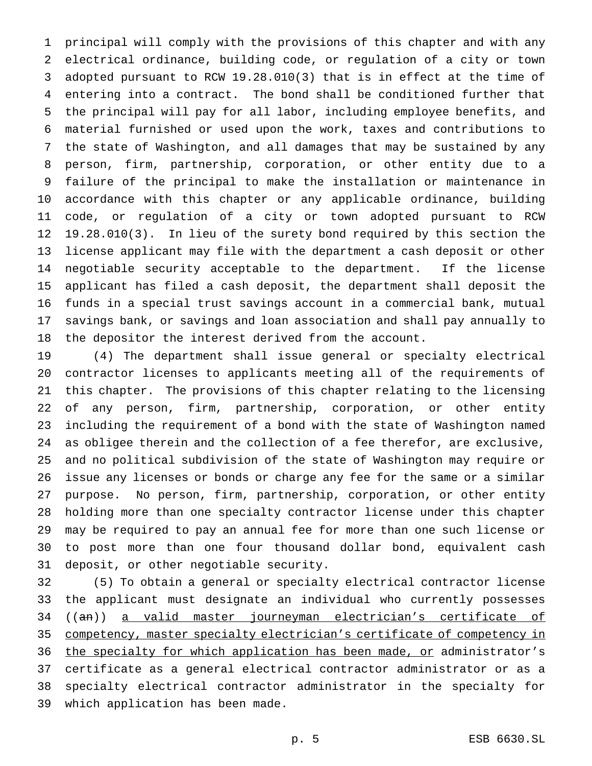principal will comply with the provisions of this chapter and with any electrical ordinance, building code, or regulation of a city or town adopted pursuant to RCW 19.28.010(3) that is in effect at the time of entering into a contract. The bond shall be conditioned further that the principal will pay for all labor, including employee benefits, and material furnished or used upon the work, taxes and contributions to the state of Washington, and all damages that may be sustained by any person, firm, partnership, corporation, or other entity due to a failure of the principal to make the installation or maintenance in accordance with this chapter or any applicable ordinance, building code, or regulation of a city or town adopted pursuant to RCW 19.28.010(3). In lieu of the surety bond required by this section the license applicant may file with the department a cash deposit or other negotiable security acceptable to the department. If the license applicant has filed a cash deposit, the department shall deposit the funds in a special trust savings account in a commercial bank, mutual savings bank, or savings and loan association and shall pay annually to the depositor the interest derived from the account.

(4) The department shall issue general or specialty electrical contractor licenses to applicants meeting all of the requirements of this chapter. The provisions of this chapter relating to the licensing of any person, firm, partnership, corporation, or other entity including the requirement of a bond with the state of Washington named as obligee therein and the collection of a fee therefor, are exclusive, and no political subdivision of the state of Washington may require or issue any licenses or bonds or charge any fee for the same or a similar purpose. No person, firm, partnership, corporation, or other entity holding more than one specialty contractor license under this chapter may be required to pay an annual fee for more than one such license or to post more than one four thousand dollar bond, equivalent cash deposit, or other negotiable security.

(5) To obtain a general or specialty electrical contractor license the applicant must designate an individual who currently possesses ((~~an~~)) a valid master journeyman electrician's certificate of competency, master specialty electrician's certificate of competency in the specialty for which application has been made, or administrator's certificate as a general electrical contractor administrator or as a specialty electrical contractor administrator in the specialty for which application has been made.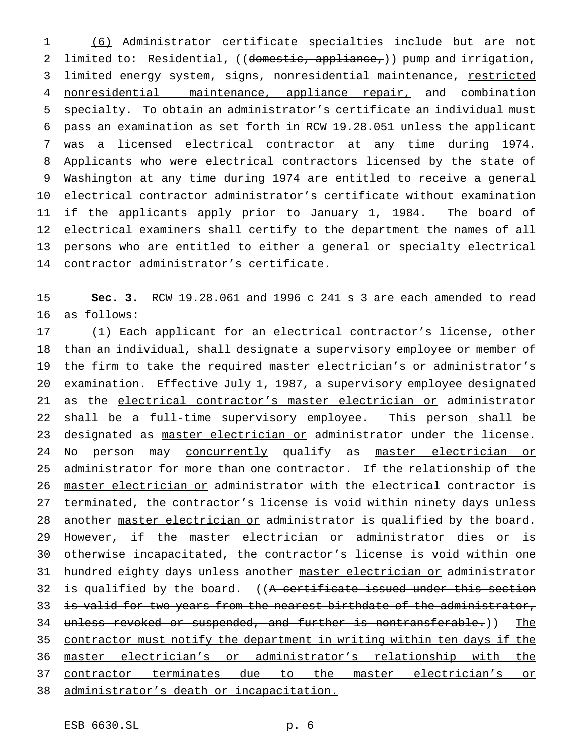(6) Administrator certificate specialties include but are not limited to: Residential, ((~~domestic, appliance,~~)) pump and irrigation, limited energy system, signs, nonresidential maintenance, restricted nonresidential maintenance, appliance repair, and combination specialty. To obtain an administrator's certificate an individual must pass an examination as set forth in RCW 19.28.051 unless the applicant was a licensed electrical contractor at any time during 1974. Applicants who were electrical contractors licensed by the state of Washington at any time during 1974 are entitled to receive a general electrical contractor administrator's certificate without examination if the applicants apply prior to January 1, 1984. The board of electrical examiners shall certify to the department the names of all persons who are entitled to either a general or specialty electrical contractor administrator's certificate.

**Sec. 3.** RCW 19.28.061 and 1996 c 241 s 3 are each amended to read as follows:

(1) Each applicant for an electrical contractor's license, other than an individual, shall designate a supervisory employee or member of the firm to take the required master electrician's or administrator's examination. Effective July 1, 1987, a supervisory employee designated as the electrical contractor's master electrician or administrator shall be a full-time supervisory employee. This person shall be designated as master electrician or administrator under the license. No person may concurrently qualify as master electrician or administrator for more than one contractor. If the relationship of the master electrician or administrator with the electrical contractor is terminated, the contractor's license is void within ninety days unless another master electrician or administrator is qualified by the board. However, if the master electrician or administrator dies or is otherwise incapacitated, the contractor's license is void within one hundred eighty days unless another master electrician or administrator is qualified by the board. ((~~A certificate issued under this section is valid for two years from the nearest birthdate of the administrator, unless revoked or suspended, and further is nontransferable.~~)) The contractor must notify the department in writing within ten days if the master electrician's or administrator's relationship with the contractor terminates due to the master electrician's or administrator's death or incapacitation.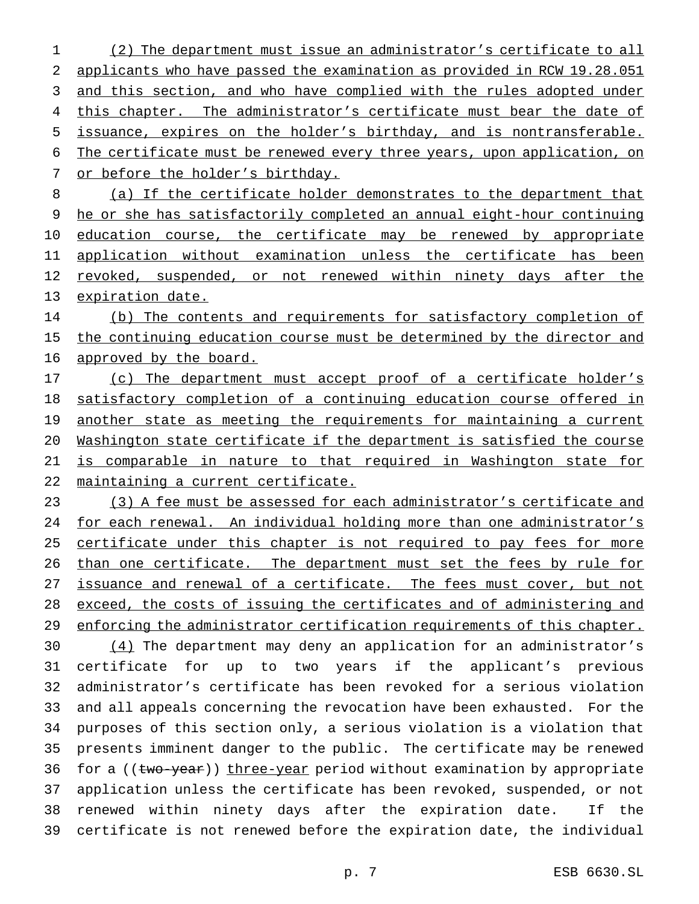(2) The department must issue an administrator's certificate to all applicants who have passed the examination as provided in RCW 19.28.051 and this section, and who have complied with the rules adopted under this chapter. The administrator's certificate must bear the date of issuance, expires on the holder's birthday, and is nontransferable. The certificate must be renewed every three years, upon application, on or before the holder's birthday.

(a) If the certificate holder demonstrates to the department that he or she has satisfactorily completed an annual eight-hour continuing education course, the certificate may be renewed by appropriate application without examination unless the certificate has been revoked, suspended, or not renewed within ninety days after the expiration date.

(b) The contents and requirements for satisfactory completion of the continuing education course must be determined by the director and approved by the board.

(c) The department must accept proof of a certificate holder's satisfactory completion of a continuing education course offered in another state as meeting the requirements for maintaining a current Washington state certificate if the department is satisfied the course is comparable in nature to that required in Washington state for maintaining a current certificate.

(3) A fee must be assessed for each administrator's certificate and for each renewal. An individual holding more than one administrator's certificate under this chapter is not required to pay fees for more than one certificate. The department must set the fees by rule for issuance and renewal of a certificate. The fees must cover, but not exceed, the costs of issuing the certificates and of administering and enforcing the administrator certification requirements of this chapter.

(4) The department may deny an application for an administrator's certificate for up to two years if the applicant's previous administrator's certificate has been revoked for a serious violation and all appeals concerning the revocation have been exhausted. For the purposes of this section only, a serious violation is a violation that presents imminent danger to the public. The certificate may be renewed for a ((two-year)) three-year period without examination by appropriate application unless the certificate has been revoked, suspended, or not renewed within ninety days after the expiration date. If the certificate is not renewed before the expiration date, the individual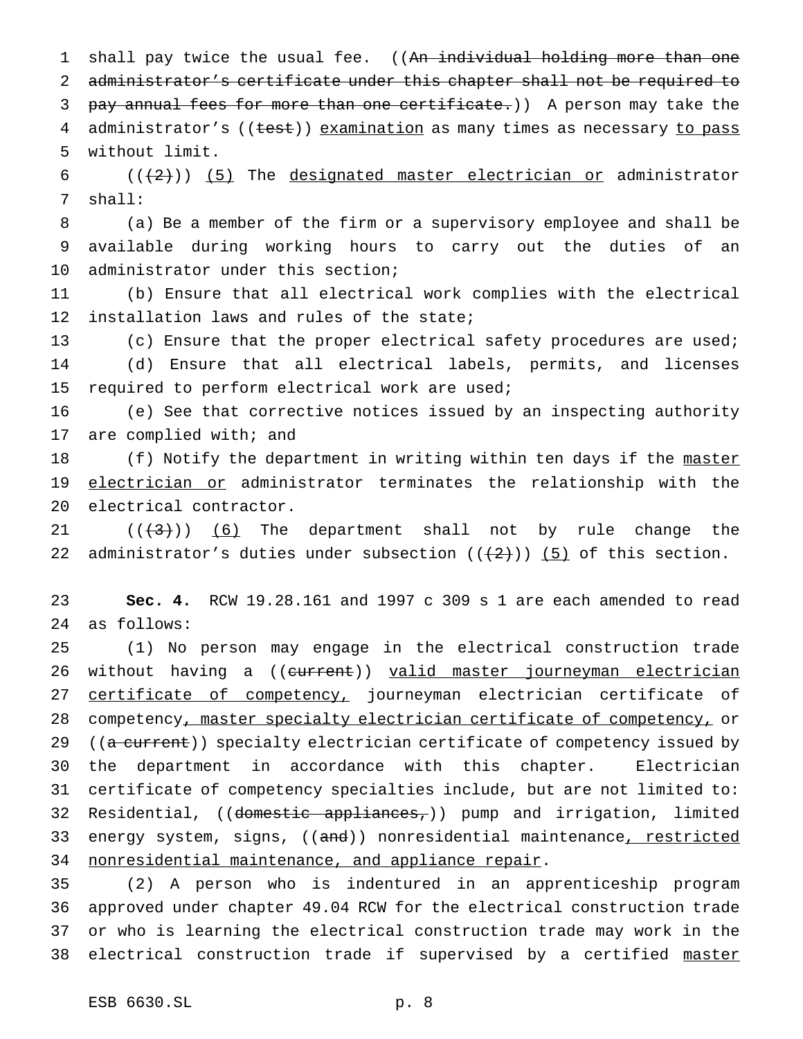shall pay twice the usual fee. ((~~An individual holding more than one administrator's certificate under this chapter shall not be required to pay annual fees for more than one certificate.~~)) A person may take the administrator's ((~~test~~)) <u>examination</u> as many times as necessary <u>to pass</u> without limit.

((~~(2)~~)) <u>(5)</u> The <u>designated master electrician or</u> administrator shall:

(a) Be a member of the firm or a supervisory employee and shall be available during working hours to carry out the duties of an administrator under this section;

(b) Ensure that all electrical work complies with the electrical installation laws and rules of the state;

(c) Ensure that the proper electrical safety procedures are used;

(d) Ensure that all electrical labels, permits, and licenses required to perform electrical work are used;

(e) See that corrective notices issued by an inspecting authority are complied with; and

(f) Notify the department in writing within ten days if the <u>master electrician or</u> administrator terminates the relationship with the electrical contractor.

((~~(3)~~)) <u>(6)</u> The department shall not by rule change the administrator's duties under subsection ((~~(2)~~)) <u>(5)</u> of this section.

**Sec. 4.** RCW 19.28.161 and 1997 c 309 s 1 are each amended to read as follows:

(1) No person may engage in the electrical construction trade without having a ((~~current~~)) <u>valid master journeyman electrician certificate of competency,</u> journeyman electrician certificate of competency<u>, master specialty electrician certificate of competency,</u> or ((~~a current~~)) specialty electrician certificate of competency issued by the department in accordance with this chapter. Electrician certificate of competency specialties include, but are not limited to: Residential, ((~~domestic appliances,~~)) pump and irrigation, limited energy system, signs, ((~~and~~)) nonresidential maintenance<u>, restricted nonresidential maintenance, and appliance repair</u>.

(2) A person who is indentured in an apprenticeship program approved under chapter 49.04 RCW for the electrical construction trade or who is learning the electrical construction trade may work in the electrical construction trade if supervised by a certified <u>master</u>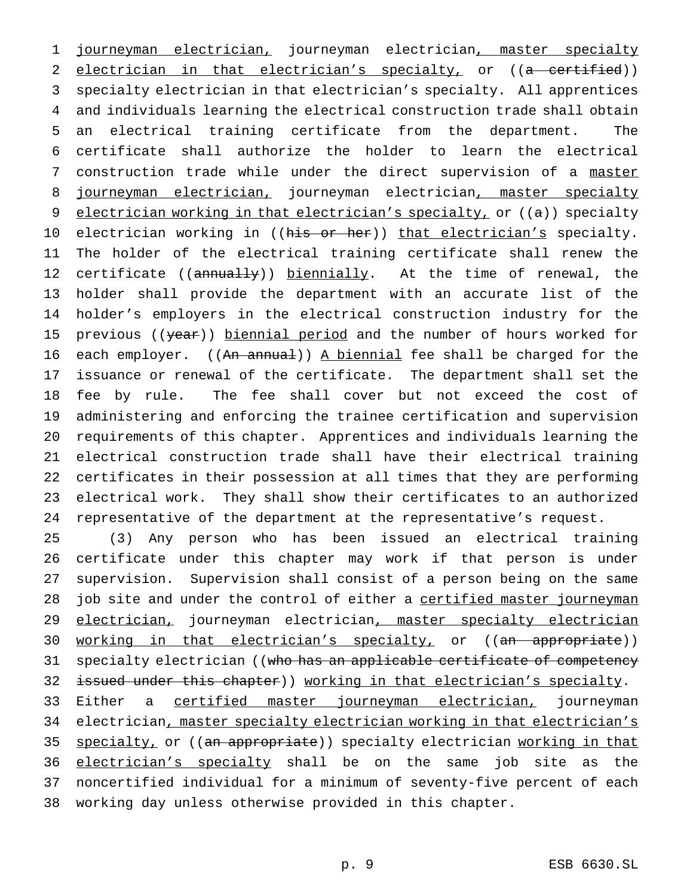journeyman electrician, journeyman electrician, master specialty electrician in that electrician's specialty, or ((a certified)) specialty electrician in that electrician's specialty. All apprentices and individuals learning the electrical construction trade shall obtain an electrical training certificate from the department. The certificate shall authorize the holder to learn the electrical construction trade while under the direct supervision of a master journeyman electrician, journeyman electrician, master specialty electrician working in that electrician's specialty, or ((a)) specialty electrician working in ((his or her)) that electrician's specialty. The holder of the electrical training certificate shall renew the certificate ((annually)) biennially. At the time of renewal, the holder shall provide the department with an accurate list of the holder's employers in the electrical construction industry for the previous ((year)) biennial period and the number of hours worked for each employer. ((An annual)) A biennial fee shall be charged for the issuance or renewal of the certificate. The department shall set the fee by rule. The fee shall cover but not exceed the cost of administering and enforcing the trainee certification and supervision requirements of this chapter. Apprentices and individuals learning the electrical construction trade shall have their electrical training certificates in their possession at all times that they are performing electrical work. They shall show their certificates to an authorized representative of the department at the representative's request.

(3) Any person who has been issued an electrical training certificate under this chapter may work if that person is under supervision. Supervision shall consist of a person being on the same job site and under the control of either a certified master journeyman electrician, journeyman electrician, master specialty electrician working in that electrician's specialty, or ((an appropriate)) specialty electrician ((who has an applicable certificate of competency issued under this chapter)) working in that electrician's specialty. Either a certified master journeyman electrician, journeyman electrician, master specialty electrician working in that electrician's specialty, or ((an appropriate)) specialty electrician working in that electrician's specialty shall be on the same job site as the noncertified individual for a minimum of seventy-five percent of each working day unless otherwise provided in this chapter.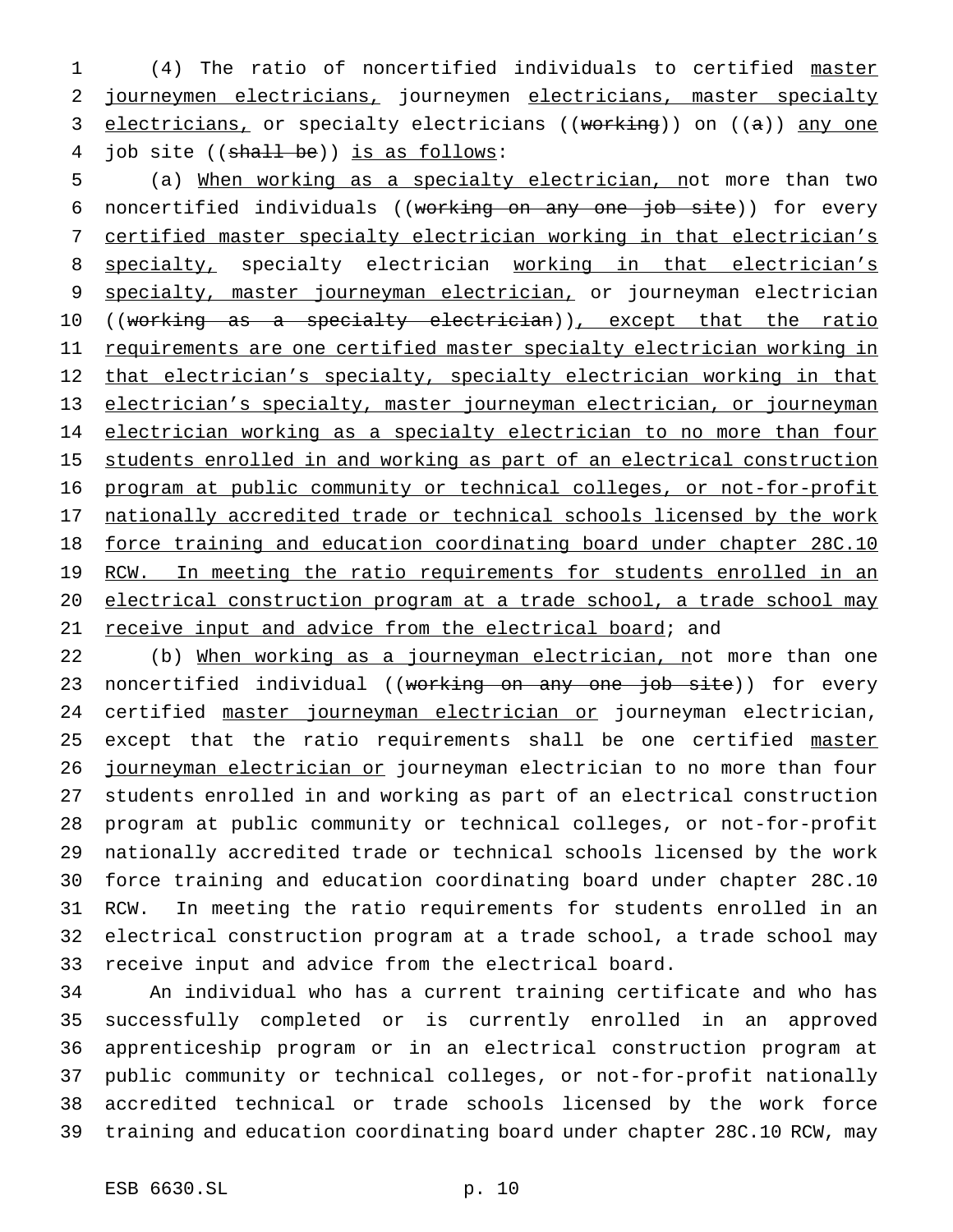(4) The ratio of noncertified individuals to certified master journeymen electricians, journeymen electricians, master specialty electricians, or specialty electricians ((working)) on ((a)) any one job site ((shall be)) is as follows:

(a) When working as a specialty electrician, not more than two noncertified individuals ((working on any one job site)) for every certified master specialty electrician working in that electrician's specialty, specialty electrician working in that electrician's specialty, master journeyman electrician, or journeyman electrician ((working as a specialty electrician)), except that the ratio requirements are one certified master specialty electrician working in that electrician's specialty, specialty electrician working in that electrician's specialty, master journeyman electrician, or journeyman electrician working as a specialty electrician to no more than four students enrolled in and working as part of an electrical construction program at public community or technical colleges, or not-for-profit nationally accredited trade or technical schools licensed by the work force training and education coordinating board under chapter 28C.10 RCW. In meeting the ratio requirements for students enrolled in an electrical construction program at a trade school, a trade school may receive input and advice from the electrical board; and

(b) When working as a journeyman electrician, not more than one noncertified individual ((working on any one job site)) for every certified master journeyman electrician or journeyman electrician, except that the ratio requirements shall be one certified master journeyman electrician or journeyman electrician to no more than four students enrolled in and working as part of an electrical construction program at public community or technical colleges, or not-for-profit nationally accredited trade or technical schools licensed by the work force training and education coordinating board under chapter 28C.10 RCW. In meeting the ratio requirements for students enrolled in an electrical construction program at a trade school, a trade school may receive input and advice from the electrical board.

An individual who has a current training certificate and who has successfully completed or is currently enrolled in an approved apprenticeship program or in an electrical construction program at public community or technical colleges, or not-for-profit nationally accredited technical or trade schools licensed by the work force training and education coordinating board under chapter 28C.10 RCW, may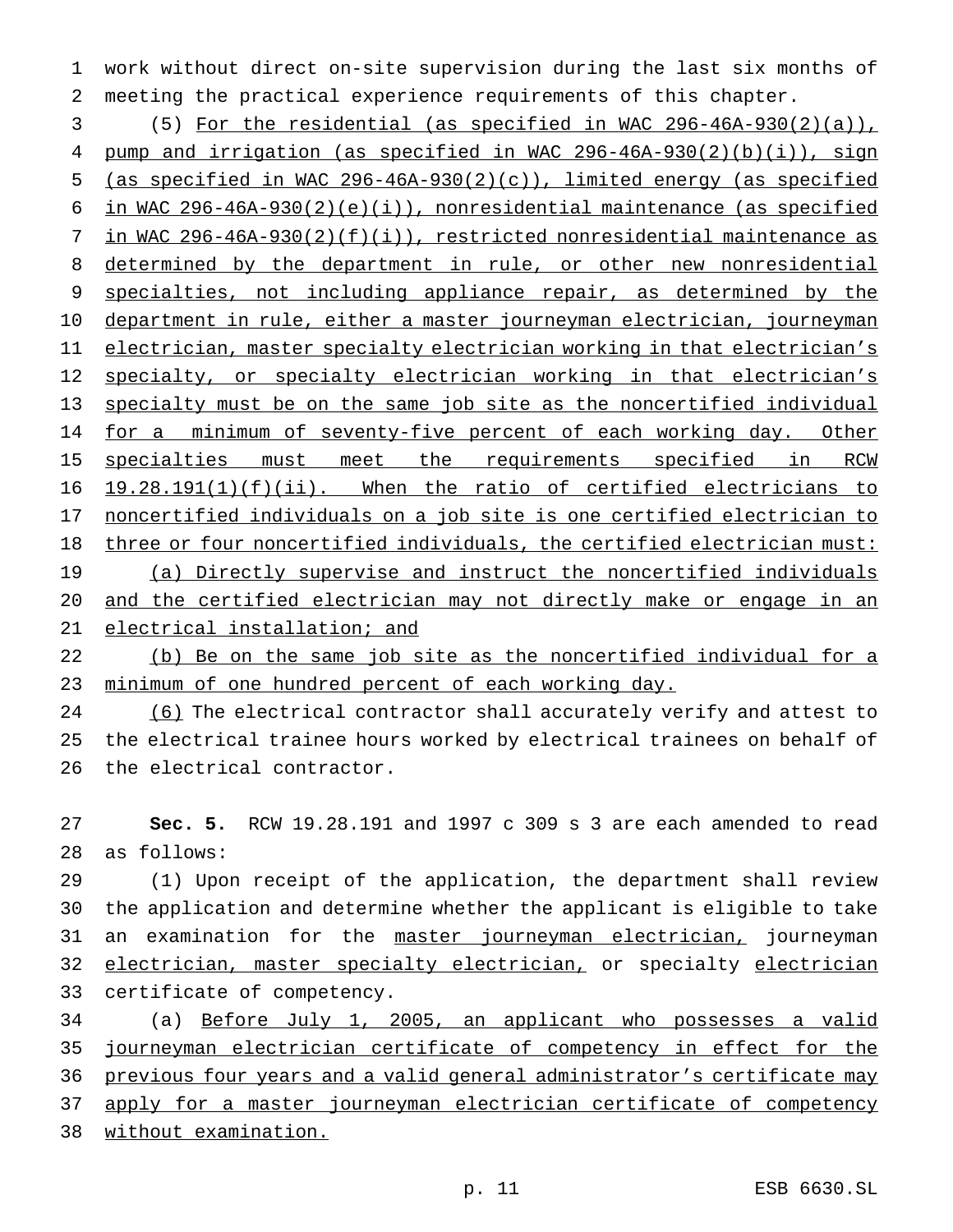work without direct on-site supervision during the last six months of meeting the practical experience requirements of this chapter.

(5) <u>For the residential (as specified in WAC 296-46A-930(2)(a)), pump and irrigation (as specified in WAC 296-46A-930(2)(b)(i)), sign (as specified in WAC 296-46A-930(2)(c)), limited energy (as specified in WAC 296-46A-930(2)(e)(i)), nonresidential maintenance (as specified in WAC 296-46A-930(2)(f)(i)), restricted nonresidential maintenance as determined by the department in rule, or other new nonresidential specialties, not including appliance repair, as determined by the department in rule, either a master journeyman electrician, journeyman electrician, master specialty electrician working in that electrician's specialty, or specialty electrician working in that electrician's specialty must be on the same job site as the noncertified individual for a minimum of seventy-five percent of each working day. Other specialties must meet the requirements specified in RCW 19.28.191(1)(f)(ii). When the ratio of certified electricians to noncertified individuals on a job site is one certified electrician to three or four noncertified individuals, the certified electrician must:</u>

<u>(a) Directly supervise and instruct the noncertified individuals and the certified electrician may not directly make or engage in an electrical installation; and</u>

<u>(b) Be on the same job site as the noncertified individual for a minimum of one hundred percent of each working day.</u>

<u>(6)</u> The electrical contractor shall accurately verify and attest to the electrical trainee hours worked by electrical trainees on behalf of the electrical contractor.

**Sec. 5.** RCW 19.28.191 and 1997 c 309 s 3 are each amended to read as follows:

(1) Upon receipt of the application, the department shall review the application and determine whether the applicant is eligible to take an examination for the <u>master journeyman electrician,</u> journeyman <u>electrician, master specialty electrician,</u> or specialty <u>electrician</u> certificate of competency.

(a) <u>Before July 1, 2005, an applicant who possesses a valid journeyman electrician certificate of competency in effect for the previous four years and a valid general administrator's certificate may apply for a master journeyman electrician certificate of competency without examination.</u>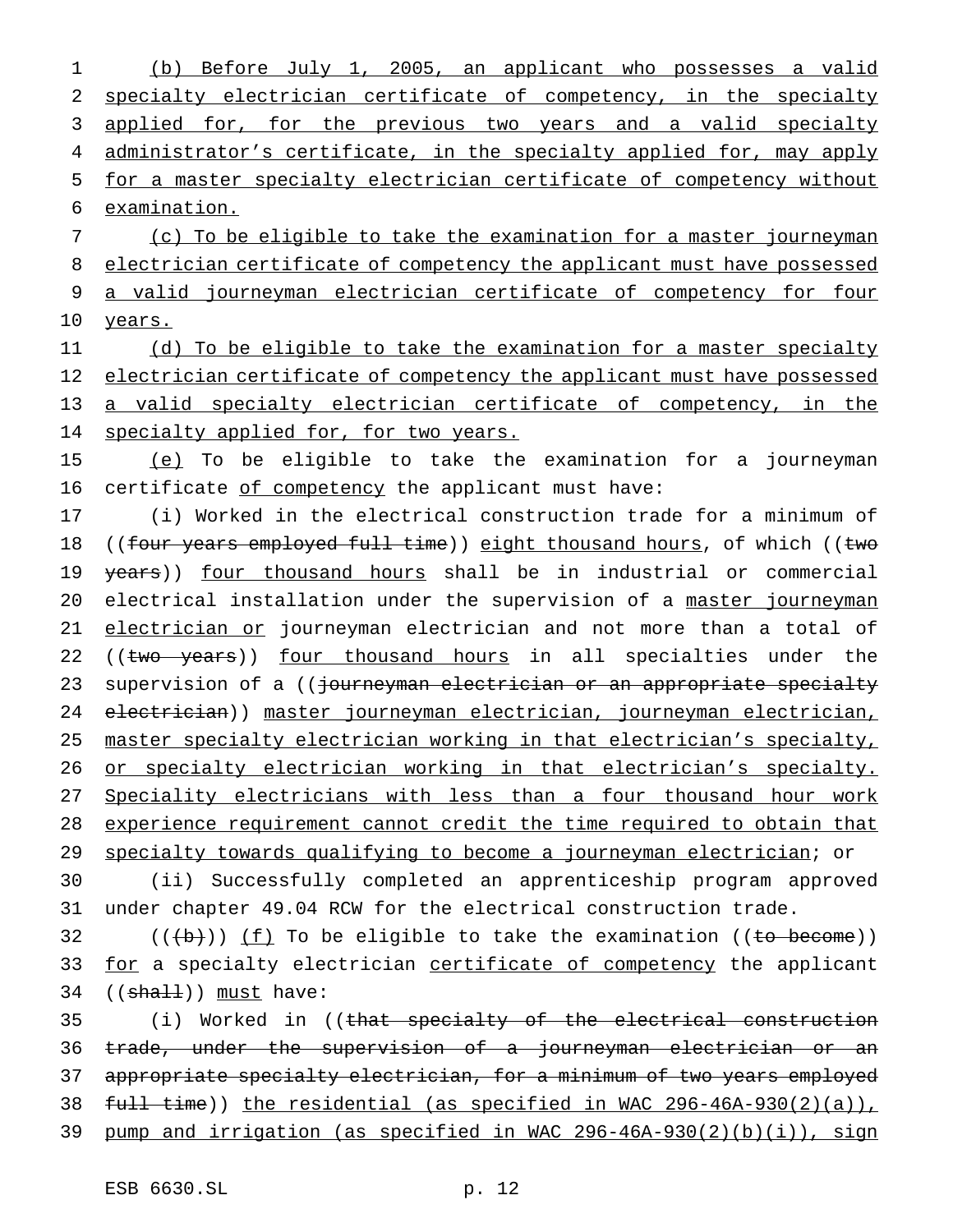(b) Before July 1, 2005, an applicant who possesses a valid specialty electrician certificate of competency, in the specialty applied for, for the previous two years and a valid specialty administrator's certificate, in the specialty applied for, may apply for a master specialty electrician certificate of competency without examination.

(c) To be eligible to take the examination for a master journeyman electrician certificate of competency the applicant must have possessed a valid journeyman electrician certificate of competency for four years.

(d) To be eligible to take the examination for a master specialty electrician certificate of competency the applicant must have possessed a valid specialty electrician certificate of competency, in the specialty applied for, for two years.

(e) To be eligible to take the examination for a journeyman certificate of competency the applicant must have:

(i) Worked in the electrical construction trade for a minimum of ((four years employed full time)) eight thousand hours, of which ((two years)) four thousand hours shall be in industrial or commercial electrical installation under the supervision of a master journeyman electrician or journeyman electrician and not more than a total of ((two years)) four thousand hours in all specialties under the supervision of a ((journeyman electrician or an appropriate specialty electrician)) master journeyman electrician, journeyman electrician, master specialty electrician working in that electrician's specialty, or specialty electrician working in that electrician's specialty. Speciality electricians with less than a four thousand hour work experience requirement cannot credit the time required to obtain that specialty towards qualifying to become a journeyman electrician; or

(ii) Successfully completed an apprenticeship program approved under chapter 49.04 RCW for the electrical construction trade.

(((b))) (f) To be eligible to take the examination ((to become)) for a specialty electrician certificate of competency the applicant ((shall)) must have:

(i) Worked in ((that specialty of the electrical construction trade, under the supervision of a journeyman electrician or an appropriate specialty electrician, for a minimum of two years employed full time)) the residential (as specified in WAC 296-46A-930(2)(a)), pump and irrigation (as specified in WAC 296-46A-930(2)(b)(i)), sign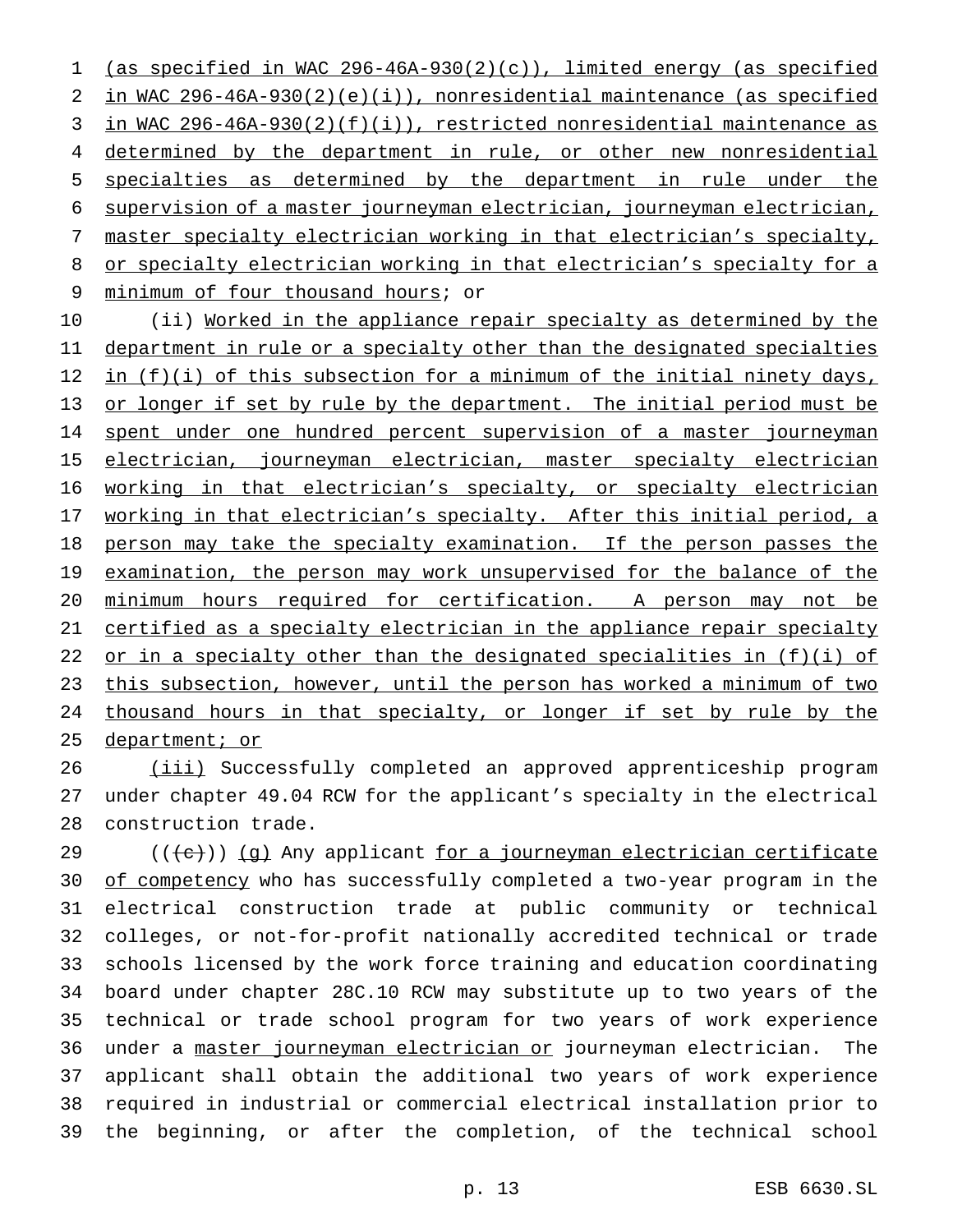(as specified in WAC 296-46A-930(2)(c)), limited energy (as specified in WAC 296-46A-930(2)(e)(i)), nonresidential maintenance (as specified in WAC 296-46A-930(2)(f)(i)), restricted nonresidential maintenance as determined by the department in rule, or other new nonresidential specialties as determined by the department in rule under the supervision of a master journeyman electrician, journeyman electrician, master specialty electrician working in that electrician's specialty, or specialty electrician working in that electrician's specialty for a minimum of four thousand hours; or

(ii) Worked in the appliance repair specialty as determined by the department in rule or a specialty other than the designated specialties in (f)(i) of this subsection for a minimum of the initial ninety days, or longer if set by rule by the department. The initial period must be spent under one hundred percent supervision of a master journeyman electrician, journeyman electrician, master specialty electrician working in that electrician's specialty, or specialty electrician working in that electrician's specialty. After this initial period, a person may take the specialty examination. If the person passes the examination, the person may work unsupervised for the balance of the minimum hours required for certification. A person may not be certified as a specialty electrician in the appliance repair specialty or in a specialty other than the designated specialities in (f)(i) of this subsection, however, until the person has worked a minimum of two thousand hours in that specialty, or longer if set by rule by the department; or

(iii) Successfully completed an approved apprenticeship program under chapter 49.04 RCW for the applicant's specialty in the electrical construction trade.

(((c))) (g) Any applicant for a journeyman electrician certificate of competency who has successfully completed a two-year program in the electrical construction trade at public community or technical colleges, or not-for-profit nationally accredited technical or trade schools licensed by the work force training and education coordinating board under chapter 28C.10 RCW may substitute up to two years of the technical or trade school program for two years of work experience under a master journeyman electrician or journeyman electrician. The applicant shall obtain the additional two years of work experience required in industrial or commercial electrical installation prior to the beginning, or after the completion, of the technical school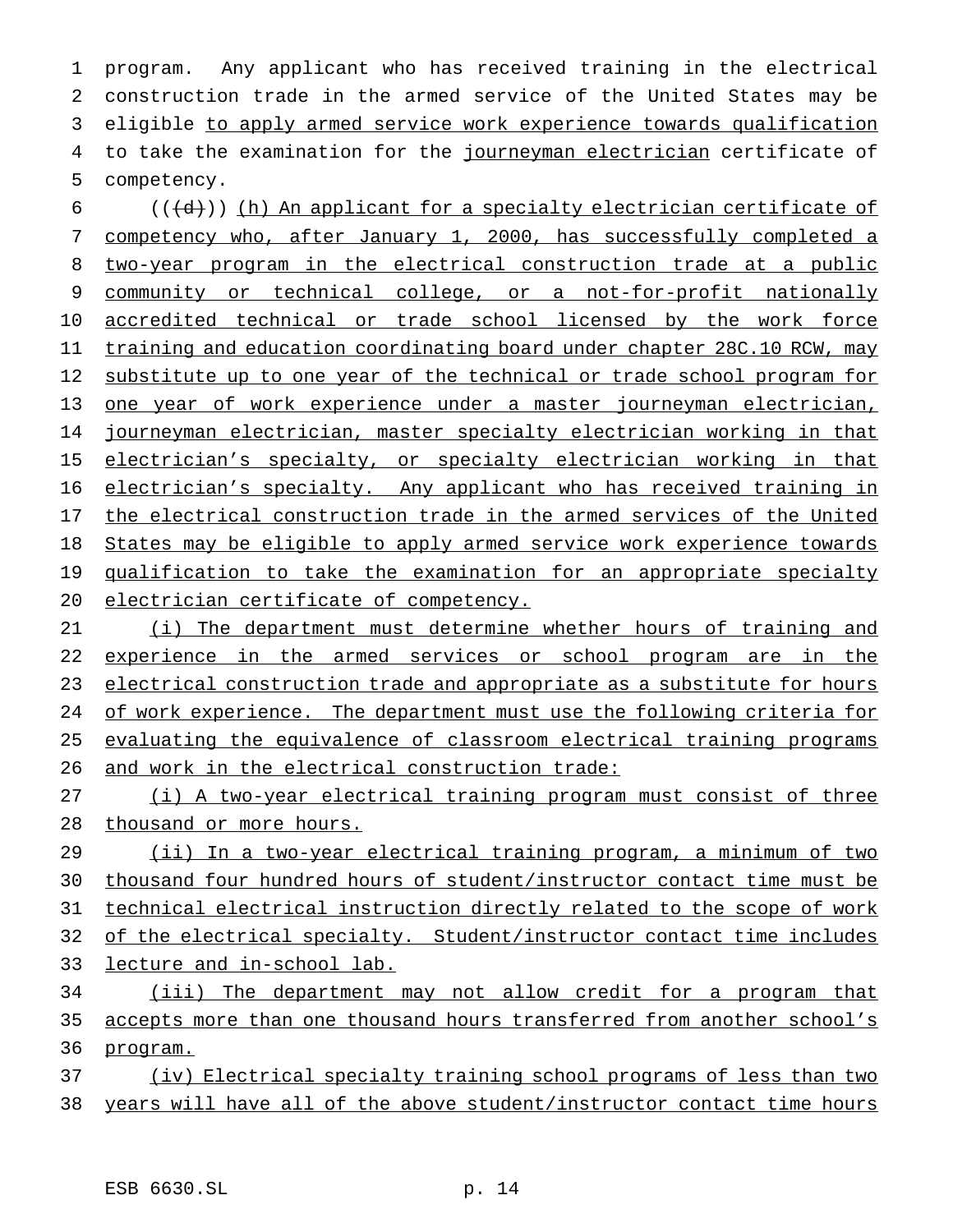program. Any applicant who has received training in the electrical construction trade in the armed service of the United States may be eligible <u>to apply armed service work experience towards qualification</u> to take the examination for the <u>journeyman electrician</u> certificate of competency.

((~~(d)~~)) <u>(h) An applicant for a specialty electrician certificate of competency who, after January 1, 2000, has successfully completed a two-year program in the electrical construction trade at a public community or technical college, or a not-for-profit nationally accredited technical or trade school licensed by the work force training and education coordinating board under chapter 28C.10 RCW, may substitute up to one year of the technical or trade school program for one year of work experience under a master journeyman electrician, journeyman electrician, master specialty electrician working in that electrician's specialty, or specialty electrician working in that electrician's specialty. Any applicant who has received training in the electrical construction trade in the armed services of the United States may be eligible to apply armed service work experience towards qualification to take the examination for an appropriate specialty electrician certificate of competency.</u>

<u>(i) The department must determine whether hours of training and experience in the armed services or school program are in the electrical construction trade and appropriate as a substitute for hours of work experience. The department must use the following criteria for evaluating the equivalence of classroom electrical training programs and work in the electrical construction trade:</u>

<u>(i) A two-year electrical training program must consist of three thousand or more hours.</u>

<u>(ii) In a two-year electrical training program, a minimum of two thousand four hundred hours of student/instructor contact time must be technical electrical instruction directly related to the scope of work of the electrical specialty. Student/instructor contact time includes lecture and in-school lab.</u>

<u>(iii) The department may not allow credit for a program that accepts more than one thousand hours transferred from another school's program.</u>

<u>(iv) Electrical specialty training school programs of less than two years will have all of the above student/instructor contact time hours</u>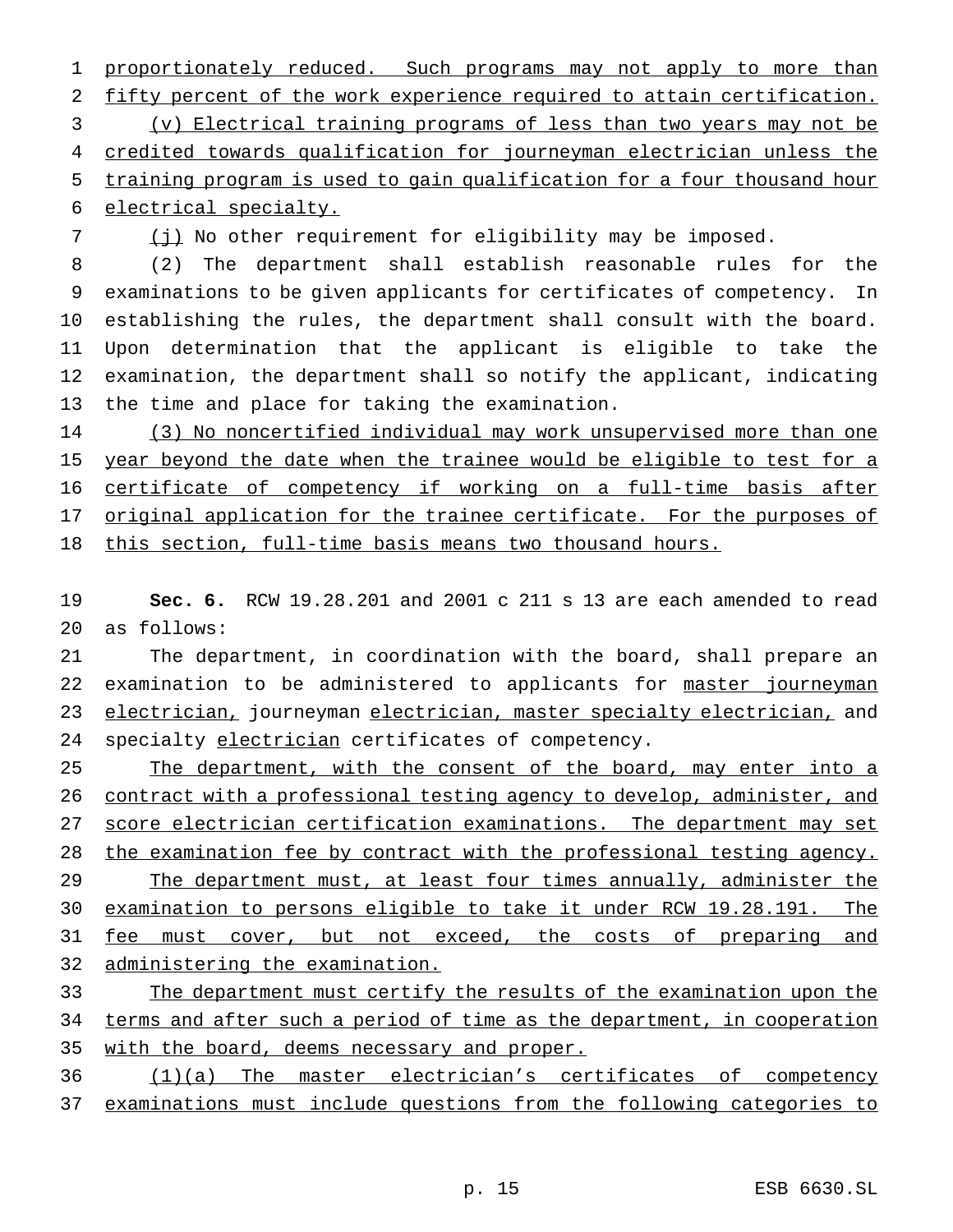proportionately reduced. Such programs may not apply to more than fifty percent of the work experience required to attain certification.

(v) Electrical training programs of less than two years may not be credited towards qualification for journeyman electrician unless the training program is used to gain qualification for a four thousand hour electrical specialty.

(j) No other requirement for eligibility may be imposed.

(2) The department shall establish reasonable rules for the examinations to be given applicants for certificates of competency. In establishing the rules, the department shall consult with the board. Upon determination that the applicant is eligible to take the examination, the department shall so notify the applicant, indicating the time and place for taking the examination.

(3) No noncertified individual may work unsupervised more than one year beyond the date when the trainee would be eligible to test for a certificate of competency if working on a full-time basis after original application for the trainee certificate. For the purposes of this section, full-time basis means two thousand hours.

**Sec. 6.** RCW 19.28.201 and 2001 c 211 s 13 are each amended to read as follows:

The department, in coordination with the board, shall prepare an examination to be administered to applicants for master journeyman electrician, journeyman electrician, master specialty electrician, and specialty electrician certificates of competency.

The department, with the consent of the board, may enter into a contract with a professional testing agency to develop, administer, and score electrician certification examinations. The department may set the examination fee by contract with the professional testing agency.

The department must, at least four times annually, administer the examination to persons eligible to take it under RCW 19.28.191. The fee must cover, but not exceed, the costs of preparing and administering the examination.

The department must certify the results of the examination upon the terms and after such a period of time as the department, in cooperation with the board, deems necessary and proper.

(1)(a) The master electrician's certificates of competency examinations must include questions from the following categories to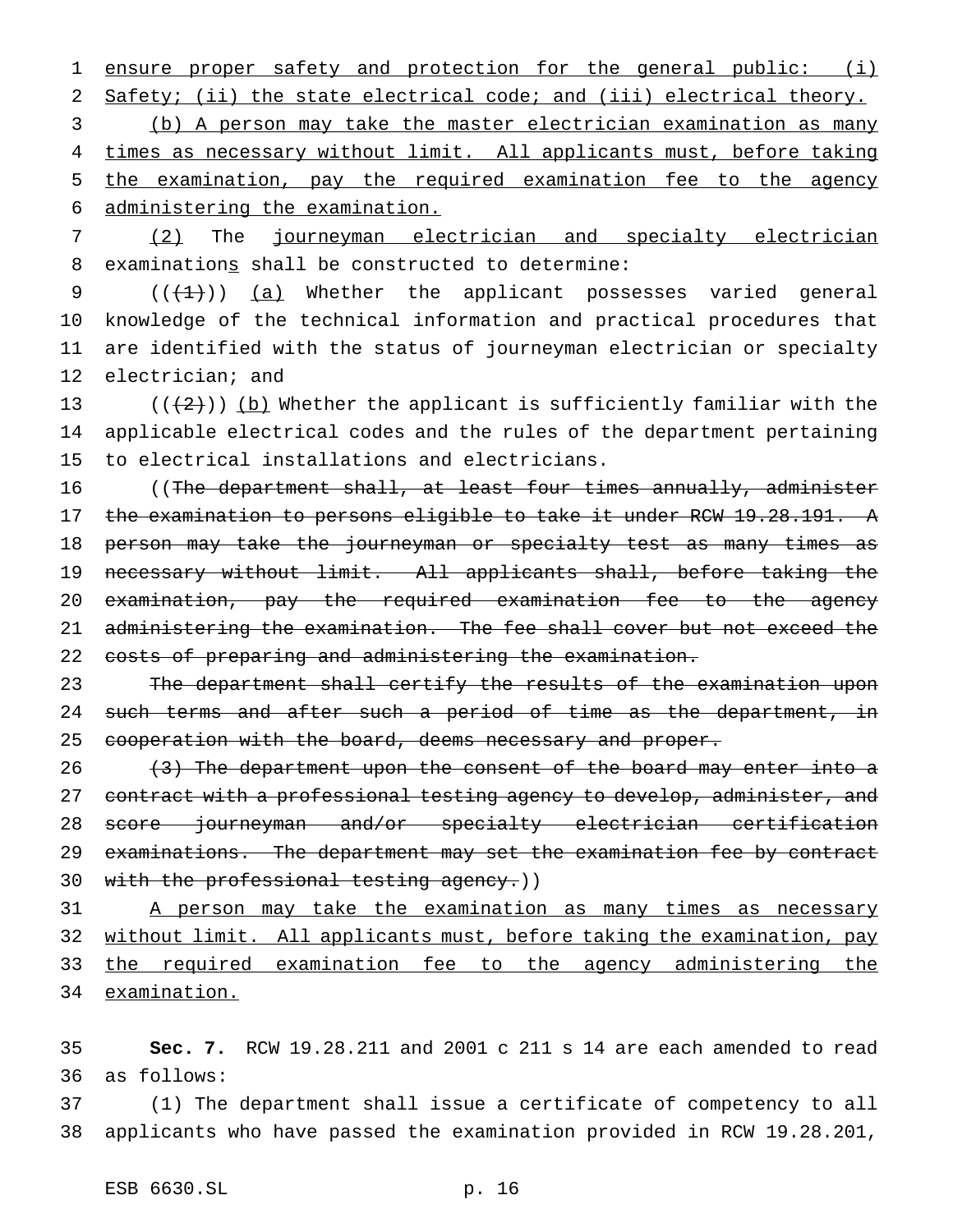ensure proper safety and protection for the general public: (i) Safety; (ii) the state electrical code; and (iii) electrical theory.

(b) A person may take the master electrician examination as many times as necessary without limit. All applicants must, before taking the examination, pay the required examination fee to the agency administering the examination.

(2) The journeyman electrician and specialty electrician examinations shall be constructed to determine:

((~~(1)~~)) (a) Whether the applicant possesses varied general knowledge of the technical information and practical procedures that are identified with the status of journeyman electrician or specialty electrician; and

((~~(2)~~)) (b) Whether the applicant is sufficiently familiar with the applicable electrical codes and the rules of the department pertaining to electrical installations and electricians.

((~~The department shall, at least four times annually, administer the examination to persons eligible to take it under RCW 19.28.191. A person may take the journeyman or specialty test as many times as necessary without limit. All applicants shall, before taking the examination, pay the required examination fee to the agency administering the examination. The fee shall cover but not exceed the costs of preparing and administering the examination.~~

~~The department shall certify the results of the examination upon such terms and after such a period of time as the department, in cooperation with the board, deems necessary and proper.~~

~~(3) The department upon the consent of the board may enter into a contract with a professional testing agency to develop, administer, and score journeyman and/or specialty electrician certification examinations. The department may set the examination fee by contract with the professional testing agency.~~))

A person may take the examination as many times as necessary without limit. All applicants must, before taking the examination, pay the required examination fee to the agency administering the examination.

**Sec. 7.** RCW 19.28.211 and 2001 c 211 s 14 are each amended to read as follows:

(1) The department shall issue a certificate of competency to all applicants who have passed the examination provided in RCW 19.28.201,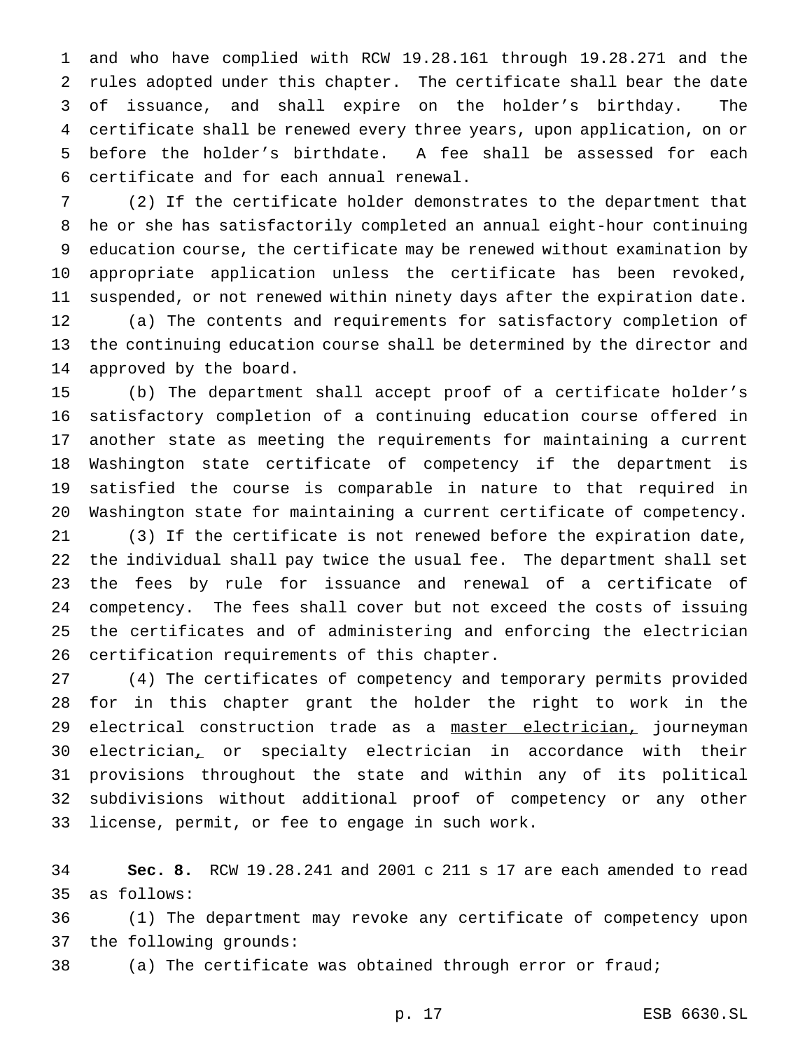and who have complied with RCW 19.28.161 through 19.28.271 and the rules adopted under this chapter. The certificate shall bear the date of issuance, and shall expire on the holder's birthday. The certificate shall be renewed every three years, upon application, on or before the holder's birthdate. A fee shall be assessed for each certificate and for each annual renewal.

(2) If the certificate holder demonstrates to the department that he or she has satisfactorily completed an annual eight-hour continuing education course, the certificate may be renewed without examination by appropriate application unless the certificate has been revoked, suspended, or not renewed within ninety days after the expiration date.

(a) The contents and requirements for satisfactory completion of the continuing education course shall be determined by the director and approved by the board.

(b) The department shall accept proof of a certificate holder's satisfactory completion of a continuing education course offered in another state as meeting the requirements for maintaining a current Washington state certificate of competency if the department is satisfied the course is comparable in nature to that required in Washington state for maintaining a current certificate of competency.

(3) If the certificate is not renewed before the expiration date, the individual shall pay twice the usual fee. The department shall set the fees by rule for issuance and renewal of a certificate of competency. The fees shall cover but not exceed the costs of issuing the certificates and of administering and enforcing the electrician certification requirements of this chapter.

(4) The certificates of competency and temporary permits provided for in this chapter grant the holder the right to work in the electrical construction trade as a <u>master electrician,</u> journeyman electrician<u>,</u> or specialty electrician in accordance with their provisions throughout the state and within any of its political subdivisions without additional proof of competency or any other license, permit, or fee to engage in such work.

**Sec. 8.** RCW 19.28.241 and 2001 c 211 s 17 are each amended to read as follows:

(1) The department may revoke any certificate of competency upon the following grounds:

(a) The certificate was obtained through error or fraud;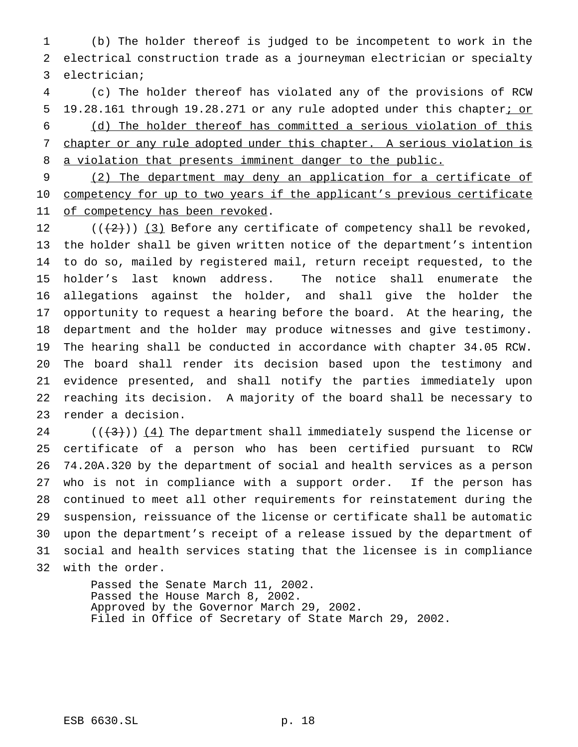(b) The holder thereof is judged to be incompetent to work in the electrical construction trade as a journeyman electrician or specialty electrician;

(c) The holder thereof has violated any of the provisions of RCW 19.28.161 through 19.28.271 or any rule adopted under this chapter; or

(d) The holder thereof has committed a serious violation of this chapter or any rule adopted under this chapter. A serious violation is a violation that presents imminent danger to the public.

(2) The department may deny an application for a certificate of competency for up to two years if the applicant's previous certificate of competency has been revoked.

(((2))) (3) Before any certificate of competency shall be revoked, the holder shall be given written notice of the department's intention to do so, mailed by registered mail, return receipt requested, to the holder's last known address. The notice shall enumerate the allegations against the holder, and shall give the holder the opportunity to request a hearing before the board. At the hearing, the department and the holder may produce witnesses and give testimony. The hearing shall be conducted in accordance with chapter 34.05 RCW. The board shall render its decision based upon the testimony and evidence presented, and shall notify the parties immediately upon reaching its decision. A majority of the board shall be necessary to render a decision.

(((3))) (4) The department shall immediately suspend the license or certificate of a person who has been certified pursuant to RCW 74.20A.320 by the department of social and health services as a person who is not in compliance with a support order. If the person has continued to meet all other requirements for reinstatement during the suspension, reissuance of the license or certificate shall be automatic upon the department's receipt of a release issued by the department of social and health services stating that the licensee is in compliance with the order.

Passed the Senate March 11, 2002.
Passed the House March 8, 2002.
Approved by the Governor March 29, 2002.
Filed in Office of Secretary of State March 29, 2002.